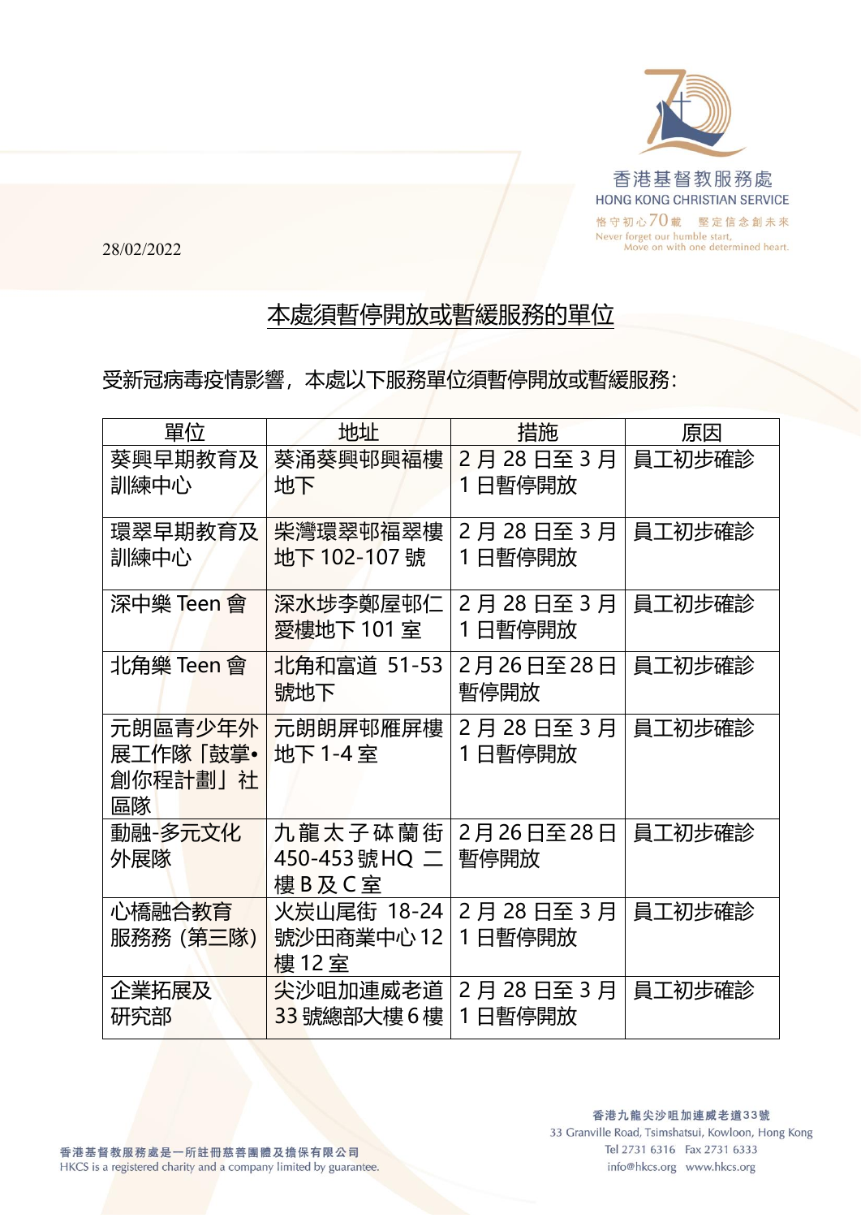香港基督教服務處
HONG KONG CHRISTIAN SERVICE
恪守初心70載 堅定信念創未來
Never forget our humble start,
Move on with one determined heart.

28/02/2022

## 本處須暫停開放或暫緩服務的單位

受新冠病毒疫情影響，本處以下服務單位須暫停開放或暫緩服務：

| 單位 | 地址 | 措施 | 原因 |
|---|---|---|---|
| 葵興早期教育及訓練中心 | 葵涌葵興邨興福樓地下 | 2 月 28 日至 3 月 1 日暫停開放 | 員工初步確診 |
| 環翠早期教育及訓練中心 | 柴灣環翠邨福翠樓地下 102-107 號 | 2 月 28 日至 3 月 1 日暫停開放 | 員工初步確診 |
| 深中樂 Teen 會 | 深水埗李鄭屋邨仁愛樓地下 101 室 | 2 月 28 日至 3 月 1 日暫停開放 | 員工初步確診 |
| 北角樂 Teen 會 | 北角和富道 51-53 號地下 | 2月26日至28日暫停開放 | 員工初步確診 |
| 元朗區青少年外展工作隊「鼓掌•創你程計劃」社區隊 | 元朗朗屏邨雁屏樓地下 1-4 室 | 2 月 28 日至 3 月 1 日暫停開放 | 員工初步確診 |
| 動融-多元文化外展隊 | 九龍太子砵蘭街 450-453 號 HQ 二樓 B 及 C 室 | 2月26日至28日暫停開放 | 員工初步確診 |
| 心橋融合教育服務務（第三隊） | 火炭山尾街 18-24 號沙田商業中心 12 樓 12 室 | 2 月 28 日至 3 月 1 日暫停開放 | 員工初步確診 |
| 企業拓展及研究部 | 尖沙咀加連威老道 33 號總部大樓 6 樓 | 2 月 28 日至 3 月 1 日暫停開放 | 員工初步確診 |

香港基督教服務處是一所註冊慈善團體及擔保有限公司
HKCS is a registered charity and a company limited by guarantee.

香港九龍尖沙咀加連威老道33號
33 Granville Road, Tsimshatsui, Kowloon, Hong Kong
Tel 2731 6316 Fax 2731 6333
info@hkcs.org www.hkcs.org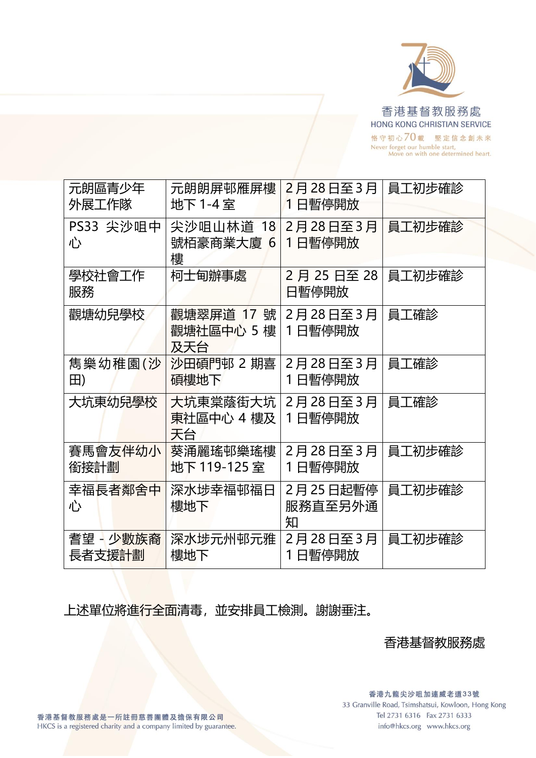| 元朗區青少年外展工作隊 | 元朗朗屏邨雁屏樓地下 1-4 室 | 2 月 28 日至 3 月 1 日暫停開放 | 員工初步確診 |
|---|---|---|---|
| PS33 尖沙咀中心 | 尖沙咀山林道 18 號栢豪商業大廈 6 樓 | 2 月 28 日至 3 月 1 日暫停開放 | 員工初步確診 |
| 學校社會工作服務 | 柯士甸辦事處 | 2 月 25 日至 28 日暫停開放 | 員工初步確診 |
| 觀塘幼兒學校 | 觀塘翠屏道 17 號觀塘社區中心 5 樓及天台 | 2 月 28 日至 3 月 1 日暫停開放 | 員工確診 |
| 雋樂幼稚園(沙田) | 沙田碩門邨 2 期喜碩樓地下 | 2 月 28 日至 3 月 1 日暫停開放 | 員工確診 |
| 大坑東幼兒學校 | 大坑東棠蔭街大坑東社區中心 4 樓及天台 | 2 月 28 日至 3 月 1 日暫停開放 | 員工確診 |
| 賽馬會友伴幼小銜接計劃 | 葵涌麗瑤邨樂瑤樓地下 119-125 室 | 2 月 28 日至 3 月 1 日暫停開放 | 員工初步確診 |
| 幸福長者鄰舍中心 | 深水埗幸福邨福日樓地下 | 2 月 25 日起暫停服務直至另外通知 | 員工初步確診 |
| 耆望 - 少數族裔長者支援計劃 | 深水埗元州邨元雅樓地下 | 2 月 28 日至 3 月 1 日暫停開放 | 員工初步確診 |

上述單位將進行全面清毒，並安排員工檢測。謝謝垂注。

香港基督教服務處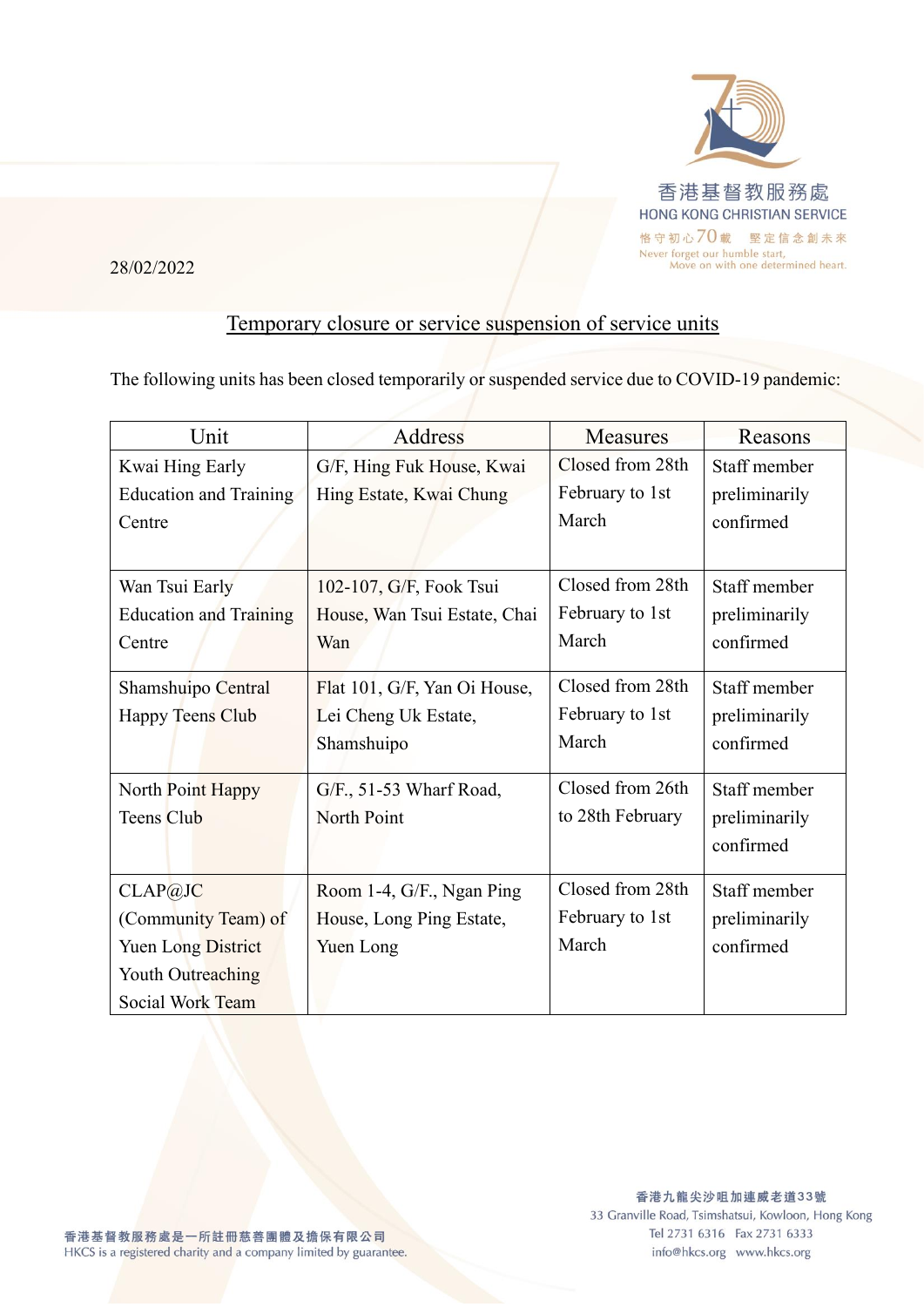香港基督教服務處
HONG KONG CHRISTIAN SERVICE
恪守初心70載 堅定信念創未來
Never forget our humble start,
Move on with one determined heart.

28/02/2022

## Temporary closure or service suspension of service units

The following units has been closed temporarily or suspended service due to COVID-19 pandemic:

| Unit | Address | Measures | Reasons |
|---|---|---|---|
| Kwai Hing Early Education and Training Centre | G/F, Hing Fuk House, Kwai Hing Estate, Kwai Chung | Closed from 28th February to 1st March | Staff member preliminarily confirmed |
| Wan Tsui Early Education and Training Centre | 102-107, G/F, Fook Tsui House, Wan Tsui Estate, Chai Wan | Closed from 28th February to 1st March | Staff member preliminarily confirmed |
| Shamshuipo Central Happy Teens Club | Flat 101, G/F, Yan Oi House, Lei Cheng Uk Estate, Shamshuipo | Closed from 28th February to 1st March | Staff member preliminarily confirmed |
| North Point Happy Teens Club | G/F., 51-53 Wharf Road, North Point | Closed from 26th to 28th February | Staff member preliminarily confirmed |
| CLAP@JC (Community Team) of Yuen Long District Youth Outreaching Social Work Team | Room 1-4, G/F., Ngan Ping House, Long Ping Estate, Yuen Long | Closed from 28th February to 1st March | Staff member preliminarily confirmed |

香港基督教服務處是一所註冊慈善團體及擔保有限公司
HKCS is a registered charity and a company limited by guarantee.

香港九龍尖沙咀加連威老道33號
33 Granville Road, Tsimshatsui, Kowloon, Hong Kong
Tel 2731 6316 Fax 2731 6333
info@hkcs.org www.hkcs.org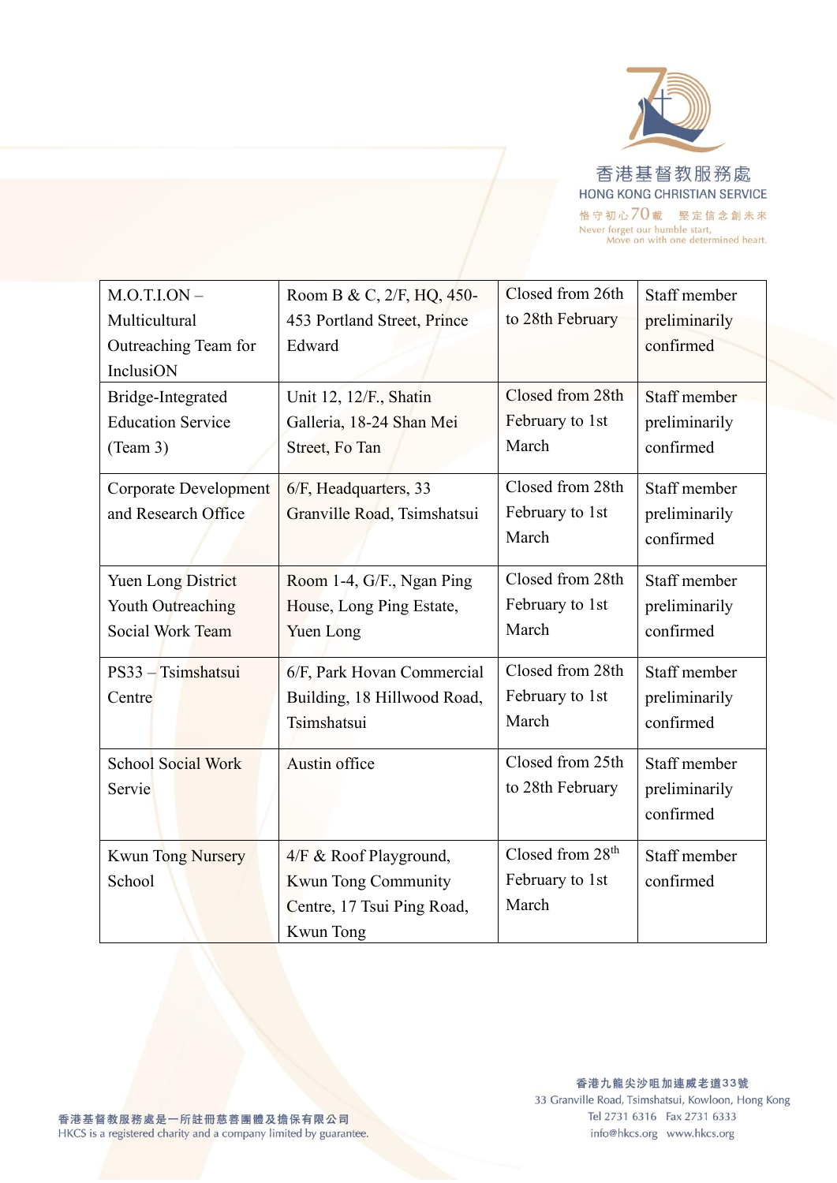| M.O.T.I.ON – Multicultural Outreaching Team for InclusiON | Room B & C, 2/F, HQ, 450-453 Portland Street, Prince Edward | Closed from 26th to 28th February | Staff member preliminarily confirmed |
|---|---|---|---|
| Bridge-Integrated Education Service (Team 3) | Unit 12, 12/F., Shatin Galleria, 18-24 Shan Mei Street, Fo Tan | Closed from 28th February to 1st March | Staff member preliminarily confirmed |
| Corporate Development and Research Office | 6/F, Headquarters, 33 Granville Road, Tsimshatsui | Closed from 28th February to 1st March | Staff member preliminarily confirmed |
| Yuen Long District Youth Outreaching Social Work Team | Room 1-4, G/F., Ngan Ping House, Long Ping Estate, Yuen Long | Closed from 28th February to 1st March | Staff member preliminarily confirmed |
| PS33 – Tsimshatsui Centre | 6/F, Park Hovan Commercial Building, 18 Hillwood Road, Tsimshatsui | Closed from 28th February to 1st March | Staff member preliminarily confirmed |
| School Social Work Servie | Austin office | Closed from 25th to 28th February | Staff member preliminarily confirmed |
| Kwun Tong Nursery School | 4/F & Roof Playground, Kwun Tong Community Centre, 17 Tsui Ping Road, Kwun Tong | Closed from 28th February to 1st March | Staff member confirmed |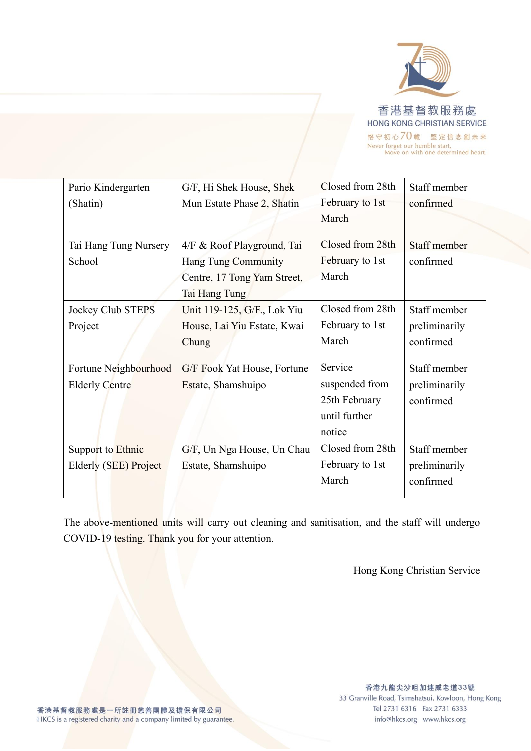| | | | |
|---|---|---|---|
| Pario Kindergarten (Shatin) | G/F, Hi Shek House, Shek Mun Estate Phase 2, Shatin | Closed from 28th February to 1st March | Staff member confirmed |
| Tai Hang Tung Nursery School | 4/F & Roof Playground, Tai Hang Tung Community Centre, 17 Tong Yam Street, Tai Hang Tung | Closed from 28th February to 1st March | Staff member confirmed |
| Jockey Club STEPS Project | Unit 119-125, G/F., Lok Yiu House, Lai Yiu Estate, Kwai Chung | Closed from 28th February to 1st March | Staff member preliminarily confirmed |
| Fortune Neighbourhood Elderly Centre | G/F Fook Yat House, Fortune Estate, Shamshuipo | Service suspended from 25th February until further notice | Staff member preliminarily confirmed |
| Support to Ethnic Elderly (SEE) Project | G/F, Un Nga House, Un Chau Estate, Shamshuipo | Closed from 28th February to 1st March | Staff member preliminarily confirmed |

The above-mentioned units will carry out cleaning and sanitisation, and the staff will undergo COVID-19 testing. Thank you for your attention.

Hong Kong Christian Service

香港基督教服務處是一所註冊慈善團體及擔保有限公司
HKCS is a registered charity and a company limited by guarantee.

香港九龍尖沙咀加連威老道33號
33 Granville Road, Tsimshatsui, Kowloon, Hong Kong
Tel 2731 6316 Fax 2731 6333
info@hkcs.org www.hkcs.org